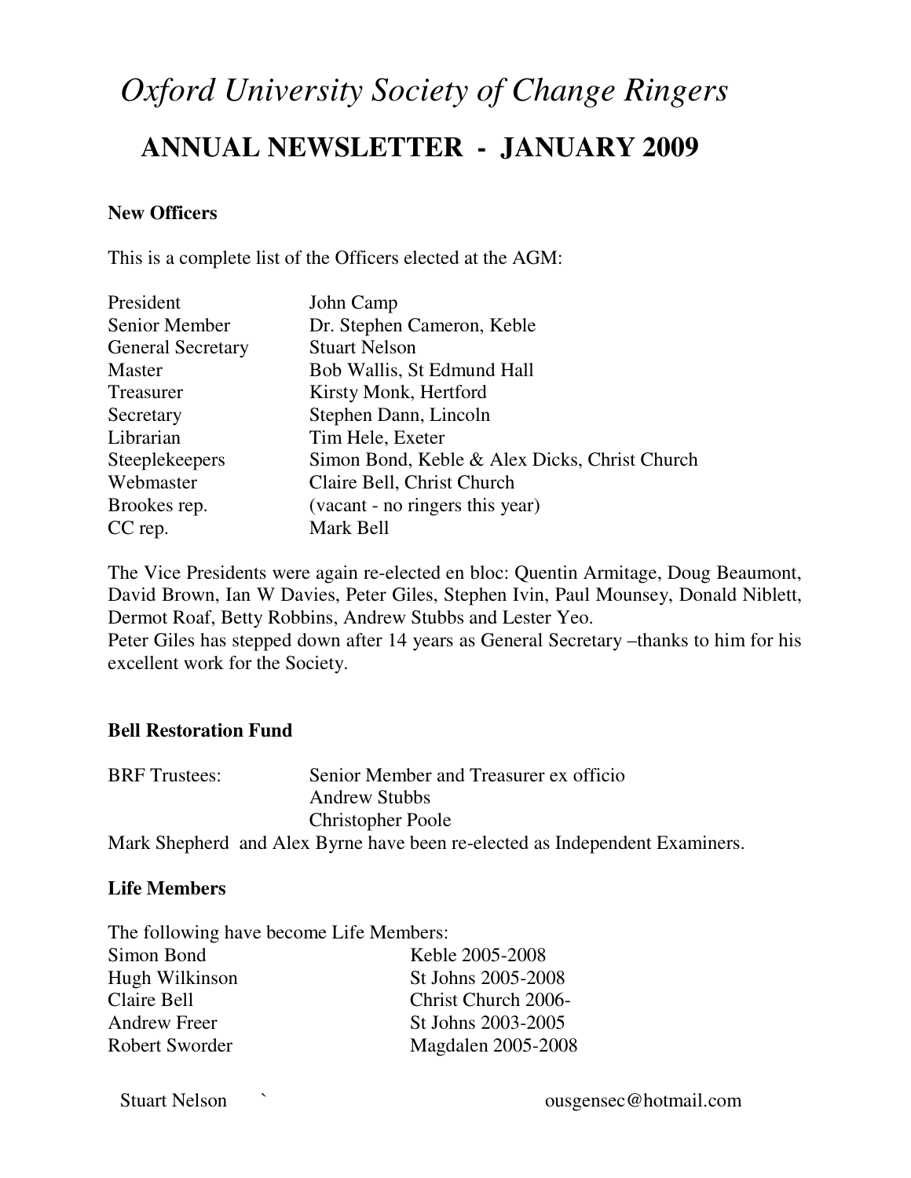# *Oxford University Society of Change Ringers*

## ANNUAL NEWSLETTER - JANUARY 2009

### New Officers

This is a complete list of the Officers elected at the AGM:

| | |
|---|---|
| President | John Camp |
| Senior Member | Dr. Stephen Cameron, Keble |
| General Secretary | Stuart Nelson |
| Master | Bob Wallis, St Edmund Hall |
| Treasurer | Kirsty Monk, Hertford |
| Secretary | Stephen Dann, Lincoln |
| Librarian | Tim Hele, Exeter |
| Steeplekeepers | Simon Bond, Keble & Alex Dicks, Christ Church |
| Webmaster | Claire Bell, Christ Church |
| Brookes rep. | (vacant - no ringers this year) |
| CC rep. | Mark Bell |

The Vice Presidents were again re-elected en bloc: Quentin Armitage, Doug Beaumont, David Brown, Ian W Davies, Peter Giles, Stephen Ivin, Paul Mounsey, Donald Niblett, Dermot Roaf, Betty Robbins, Andrew Stubbs and Lester Yeo.
Peter Giles has stepped down after 14 years as General Secretary –thanks to him for his excellent work for the Society.

### Bell Restoration Fund

| | |
|---|---|
| BRF Trustees: | Senior Member and Treasurer ex officio |
| | Andrew Stubbs |
| | Christopher Poole |

Mark Shepherd and Alex Byrne have been re-elected as Independent Examiners.

### Life Members

The following have become Life Members:

| | |
|---|---|
| Simon Bond | Keble 2005-2008 |
| Hugh Wilkinson | St Johns 2005-2008 |
| Claire Bell | Christ Church 2006- |
| Andrew Freer | St Johns 2003-2005 |
| Robert Sworder | Magdalen 2005-2008 |

Stuart Nelson ` ousgensec@hotmail.com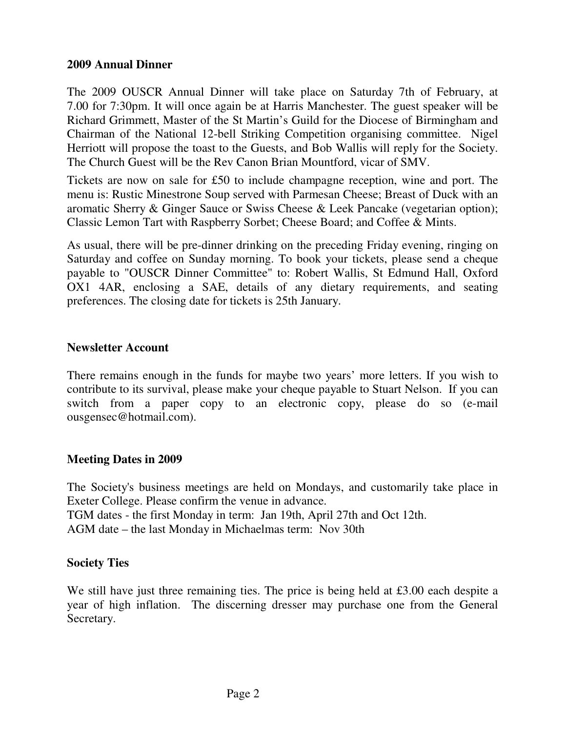## 2009 Annual Dinner

The 2009 OUSCR Annual Dinner will take place on Saturday 7th of February, at 7.00 for 7:30pm. It will once again be at Harris Manchester. The guest speaker will be Richard Grimmett, Master of the St Martin's Guild for the Diocese of Birmingham and Chairman of the National 12-bell Striking Competition organising committee. Nigel Herriott will propose the toast to the Guests, and Bob Wallis will reply for the Society. The Church Guest will be the Rev Canon Brian Mountford, vicar of SMV.

Tickets are now on sale for £50 to include champagne reception, wine and port. The menu is: Rustic Minestrone Soup served with Parmesan Cheese; Breast of Duck with an aromatic Sherry & Ginger Sauce or Swiss Cheese & Leek Pancake (vegetarian option); Classic Lemon Tart with Raspberry Sorbet; Cheese Board; and Coffee & Mints.

As usual, there will be pre-dinner drinking on the preceding Friday evening, ringing on Saturday and coffee on Sunday morning. To book your tickets, please send a cheque payable to "OUSCR Dinner Committee" to: Robert Wallis, St Edmund Hall, Oxford OX1 4AR, enclosing a SAE, details of any dietary requirements, and seating preferences. The closing date for tickets is 25th January.

## Newsletter Account

There remains enough in the funds for maybe two years' more letters. If you wish to contribute to its survival, please make your cheque payable to Stuart Nelson. If you can switch from a paper copy to an electronic copy, please do so (e-mail ousgensec@hotmail.com).

## Meeting Dates in 2009

The Society's business meetings are held on Mondays, and customarily take place in Exeter College. Please confirm the venue in advance.
TGM dates - the first Monday in term: Jan 19th, April 27th and Oct 12th.
AGM date – the last Monday in Michaelmas term: Nov 30th

## Society Ties

We still have just three remaining ties. The price is being held at £3.00 each despite a year of high inflation. The discerning dresser may purchase one from the General Secretary.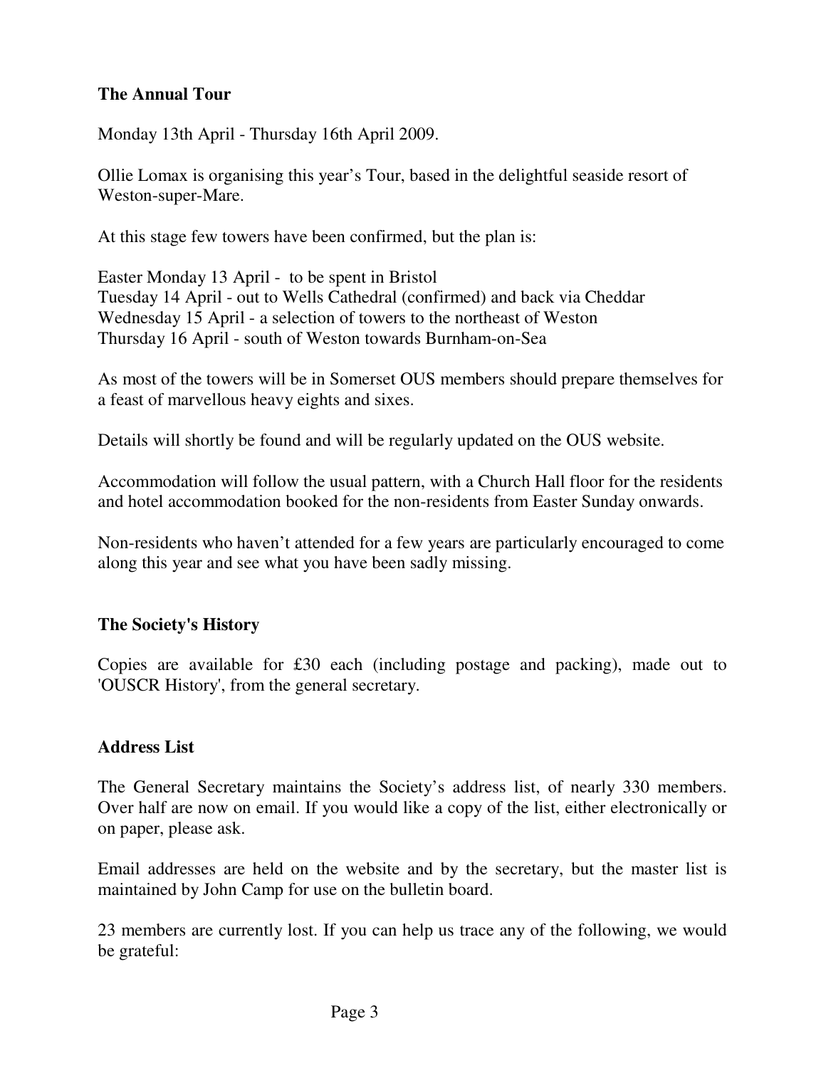## The Annual Tour

Monday 13th April - Thursday 16th April 2009.

Ollie Lomax is organising this year's Tour, based in the delightful seaside resort of Weston-super-Mare.

At this stage few towers have been confirmed, but the plan is:

Easter Monday 13 April - to be spent in Bristol
Tuesday 14 April - out to Wells Cathedral (confirmed) and back via Cheddar
Wednesday 15 April - a selection of towers to the northeast of Weston
Thursday 16 April - south of Weston towards Burnham-on-Sea

As most of the towers will be in Somerset OUS members should prepare themselves for a feast of marvellous heavy eights and sixes.

Details will shortly be found and will be regularly updated on the OUS website.

Accommodation will follow the usual pattern, with a Church Hall floor for the residents and hotel accommodation booked for the non-residents from Easter Sunday onwards.

Non-residents who haven't attended for a few years are particularly encouraged to come along this year and see what you have been sadly missing.

## The Society's History

Copies are available for £30 each (including postage and packing), made out to 'OUSCR History', from the general secretary.

## Address List

The General Secretary maintains the Society's address list, of nearly 330 members. Over half are now on email. If you would like a copy of the list, either electronically or on paper, please ask.

Email addresses are held on the website and by the secretary, but the master list is maintained by John Camp for use on the bulletin board.

23 members are currently lost. If you can help us trace any of the following, we would be grateful: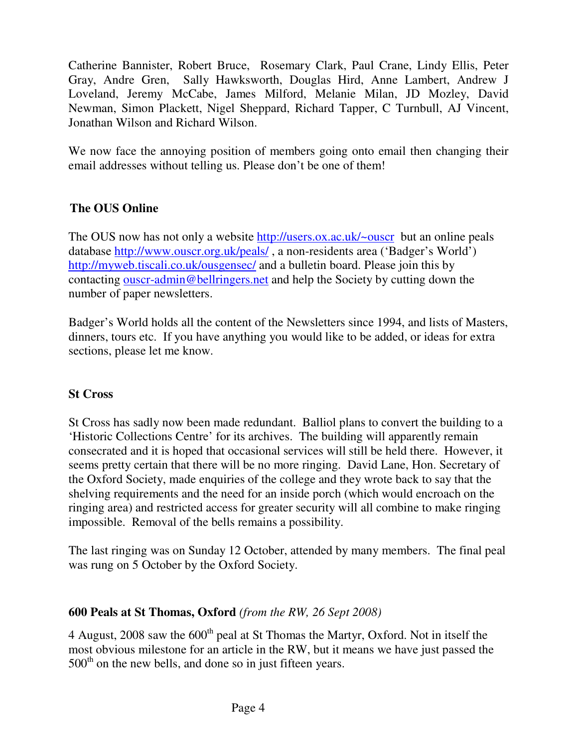Catherine Bannister, Robert Bruce, Rosemary Clark, Paul Crane, Lindy Ellis, Peter Gray, Andre Gren, Sally Hawksworth, Douglas Hird, Anne Lambert, Andrew J Loveland, Jeremy McCabe, James Milford, Melanie Milan, JD Mozley, David Newman, Simon Plackett, Nigel Sheppard, Richard Tapper, C Turnbull, AJ Vincent, Jonathan Wilson and Richard Wilson.

We now face the annoying position of members going onto email then changing their email addresses without telling us. Please don't be one of them!

## The OUS Online

The OUS now has not only a website http://users.ox.ac.uk/~ouscr but an online peals database http://www.ouscr.org.uk/peals/ , a non-residents area ('Badger's World') http://myweb.tiscali.co.uk/ousgensec/ and a bulletin board. Please join this by contacting ouscr-admin@bellringers.net and help the Society by cutting down the number of paper newsletters.

Badger's World holds all the content of the Newsletters since 1994, and lists of Masters, dinners, tours etc. If you have anything you would like to be added, or ideas for extra sections, please let me know.

## St Cross

St Cross has sadly now been made redundant. Balliol plans to convert the building to a 'Historic Collections Centre' for its archives. The building will apparently remain consecrated and it is hoped that occasional services will still be held there. However, it seems pretty certain that there will be no more ringing. David Lane, Hon. Secretary of the Oxford Society, made enquiries of the college and they wrote back to say that the shelving requirements and the need for an inside porch (which would encroach on the ringing area) and restricted access for greater security will all combine to make ringing impossible. Removal of the bells remains a possibility.

The last ringing was on Sunday 12 October, attended by many members. The final peal was rung on 5 October by the Oxford Society.

## 600 Peals at St Thomas, Oxford *(from the RW, 26 Sept 2008)*

4 August, 2008 saw the 600th peal at St Thomas the Martyr, Oxford. Not in itself the most obvious milestone for an article in the RW, but it means we have just passed the 500th on the new bells, and done so in just fifteen years.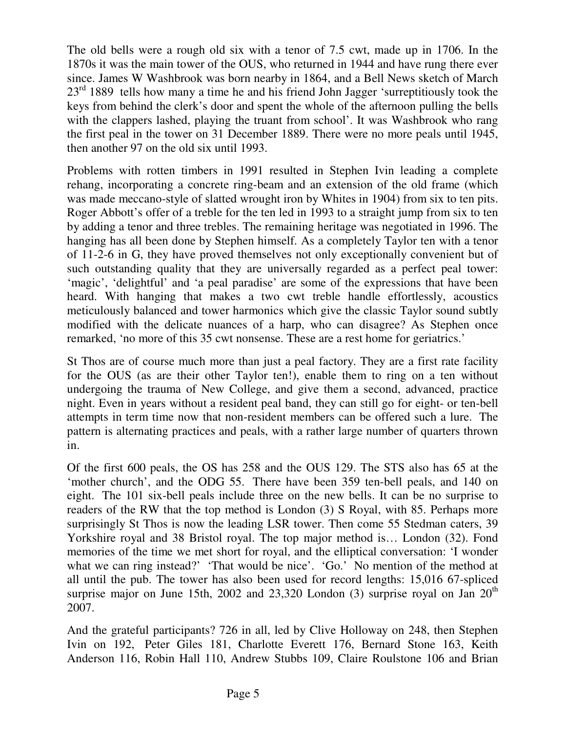The old bells were a rough old six with a tenor of 7.5 cwt, made up in 1706. In the 1870s it was the main tower of the OUS, who returned in 1944 and have rung there ever since. James W Washbrook was born nearby in 1864, and a Bell News sketch of March 23rd 1889 tells how many a time he and his friend John Jagger 'surreptitiously took the keys from behind the clerk's door and spent the whole of the afternoon pulling the bells with the clappers lashed, playing the truant from school'. It was Washbrook who rang the first peal in the tower on 31 December 1889. There were no more peals until 1945, then another 97 on the old six until 1993.

Problems with rotten timbers in 1991 resulted in Stephen Ivin leading a complete rehang, incorporating a concrete ring-beam and an extension of the old frame (which was made meccano-style of slatted wrought iron by Whites in 1904) from six to ten pits. Roger Abbott's offer of a treble for the ten led in 1993 to a straight jump from six to ten by adding a tenor and three trebles. The remaining heritage was negotiated in 1996. The hanging has all been done by Stephen himself. As a completely Taylor ten with a tenor of 11-2-6 in G, they have proved themselves not only exceptionally convenient but of such outstanding quality that they are universally regarded as a perfect peal tower: 'magic', 'delightful' and 'a peal paradise' are some of the expressions that have been heard. With hanging that makes a two cwt treble handle effortlessly, acoustics meticulously balanced and tower harmonics which give the classic Taylor sound subtly modified with the delicate nuances of a harp, who can disagree? As Stephen once remarked, 'no more of this 35 cwt nonsense. These are a rest home for geriatrics.'

St Thos are of course much more than just a peal factory. They are a first rate facility for the OUS (as are their other Taylor ten!), enable them to ring on a ten without undergoing the trauma of New College, and give them a second, advanced, practice night. Even in years without a resident peal band, they can still go for eight- or ten-bell attempts in term time now that non-resident members can be offered such a lure. The pattern is alternating practices and peals, with a rather large number of quarters thrown in.

Of the first 600 peals, the OS has 258 and the OUS 129. The STS also has 65 at the 'mother church', and the ODG 55. There have been 359 ten-bell peals, and 140 on eight. The 101 six-bell peals include three on the new bells. It can be no surprise to readers of the RW that the top method is London (3) S Royal, with 85. Perhaps more surprisingly St Thos is now the leading LSR tower. Then come 55 Stedman caters, 39 Yorkshire royal and 38 Bristol royal. The top major method is… London (32). Fond memories of the time we met short for royal, and the elliptical conversation: 'I wonder what we can ring instead?' 'That would be nice'. 'Go.' No mention of the method at all until the pub. The tower has also been used for record lengths: 15,016 67-spliced surprise major on June 15th, 2002 and 23,320 London (3) surprise royal on Jan 20th 2007.

And the grateful participants? 726 in all, led by Clive Holloway on 248, then Stephen Ivin on 192, Peter Giles 181, Charlotte Everett 176, Bernard Stone 163, Keith Anderson 116, Robin Hall 110, Andrew Stubbs 109, Claire Roulstone 106 and Brian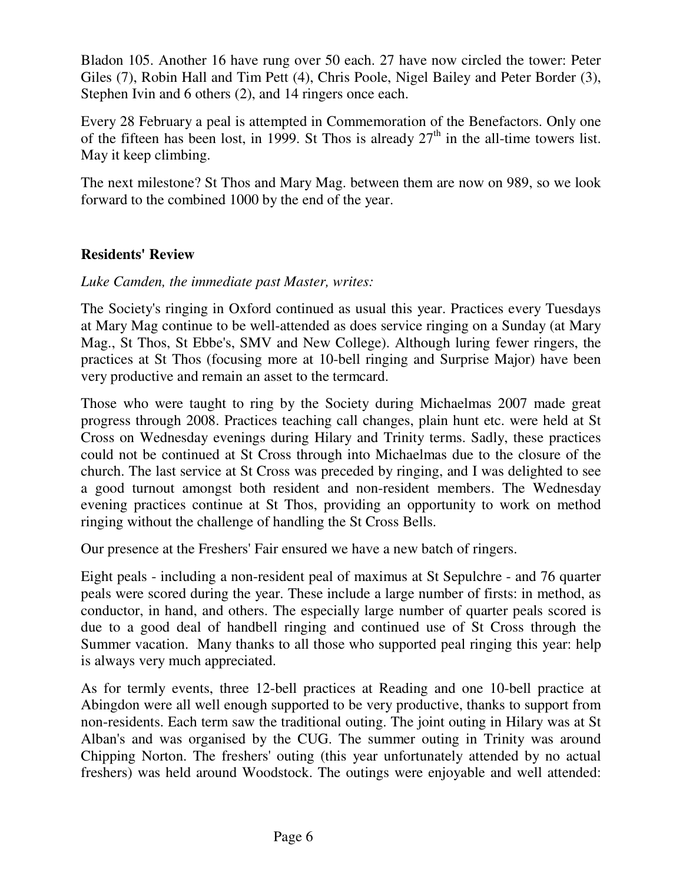Bladon 105. Another 16 have rung over 50 each. 27 have now circled the tower: Peter Giles (7), Robin Hall and Tim Pett (4), Chris Poole, Nigel Bailey and Peter Border (3), Stephen Ivin and 6 others (2), and 14 ringers once each.

Every 28 February a peal is attempted in Commemoration of the Benefactors. Only one of the fifteen has been lost, in 1999. St Thos is already 27th in the all-time towers list. May it keep climbing.

The next milestone? St Thos and Mary Mag. between them are now on 989, so we look forward to the combined 1000 by the end of the year.

## Residents' Review

*Luke Camden, the immediate past Master, writes:*

The Society's ringing in Oxford continued as usual this year. Practices every Tuesdays at Mary Mag continue to be well-attended as does service ringing on a Sunday (at Mary Mag., St Thos, St Ebbe's, SMV and New College). Although luring fewer ringers, the practices at St Thos (focusing more at 10-bell ringing and Surprise Major) have been very productive and remain an asset to the termcard.

Those who were taught to ring by the Society during Michaelmas 2007 made great progress through 2008. Practices teaching call changes, plain hunt etc. were held at St Cross on Wednesday evenings during Hilary and Trinity terms. Sadly, these practices could not be continued at St Cross through into Michaelmas due to the closure of the church. The last service at St Cross was preceded by ringing, and I was delighted to see a good turnout amongst both resident and non-resident members. The Wednesday evening practices continue at St Thos, providing an opportunity to work on method ringing without the challenge of handling the St Cross Bells.

Our presence at the Freshers' Fair ensured we have a new batch of ringers.

Eight peals - including a non-resident peal of maximus at St Sepulchre - and 76 quarter peals were scored during the year. These include a large number of firsts: in method, as conductor, in hand, and others. The especially large number of quarter peals scored is due to a good deal of handbell ringing and continued use of St Cross through the Summer vacation. Many thanks to all those who supported peal ringing this year: help is always very much appreciated.

As for termly events, three 12-bell practices at Reading and one 10-bell practice at Abingdon were all well enough supported to be very productive, thanks to support from non-residents. Each term saw the traditional outing. The joint outing in Hilary was at St Alban's and was organised by the CUG. The summer outing in Trinity was around Chipping Norton. The freshers' outing (this year unfortunately attended by no actual freshers) was held around Woodstock. The outings were enjoyable and well attended: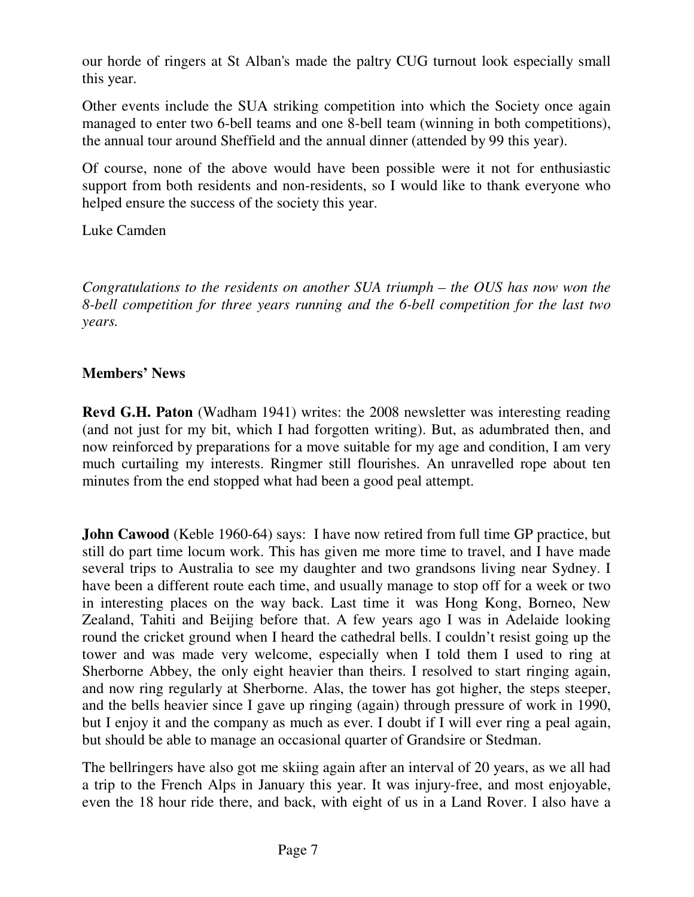our horde of ringers at St Alban's made the paltry CUG turnout look especially small this year.

Other events include the SUA striking competition into which the Society once again managed to enter two 6-bell teams and one 8-bell team (winning in both competitions), the annual tour around Sheffield and the annual dinner (attended by 99 this year).

Of course, none of the above would have been possible were it not for enthusiastic support from both residents and non-residents, so I would like to thank everyone who helped ensure the success of the society this year.

Luke Camden

*Congratulations to the residents on another SUA triumph – the OUS has now won the 8-bell competition for three years running and the 6-bell competition for the last two years.*

## Members' News

**Revd G.H. Paton** (Wadham 1941) writes: the 2008 newsletter was interesting reading (and not just for my bit, which I had forgotten writing). But, as adumbrated then, and now reinforced by preparations for a move suitable for my age and condition, I am very much curtailing my interests. Ringmer still flourishes. An unravelled rope about ten minutes from the end stopped what had been a good peal attempt.

**John Cawood** (Keble 1960-64) says: I have now retired from full time GP practice, but still do part time locum work. This has given me more time to travel, and I have made several trips to Australia to see my daughter and two grandsons living near Sydney. I have been a different route each time, and usually manage to stop off for a week or two in interesting places on the way back. Last time it was Hong Kong, Borneo, New Zealand, Tahiti and Beijing before that. A few years ago I was in Adelaide looking round the cricket ground when I heard the cathedral bells. I couldn't resist going up the tower and was made very welcome, especially when I told them I used to ring at Sherborne Abbey, the only eight heavier than theirs. I resolved to start ringing again, and now ring regularly at Sherborne. Alas, the tower has got higher, the steps steeper, and the bells heavier since I gave up ringing (again) through pressure of work in 1990, but I enjoy it and the company as much as ever. I doubt if I will ever ring a peal again, but should be able to manage an occasional quarter of Grandsire or Stedman.

The bellringers have also got me skiing again after an interval of 20 years, as we all had a trip to the French Alps in January this year. It was injury-free, and most enjoyable, even the 18 hour ride there, and back, with eight of us in a Land Rover. I also have a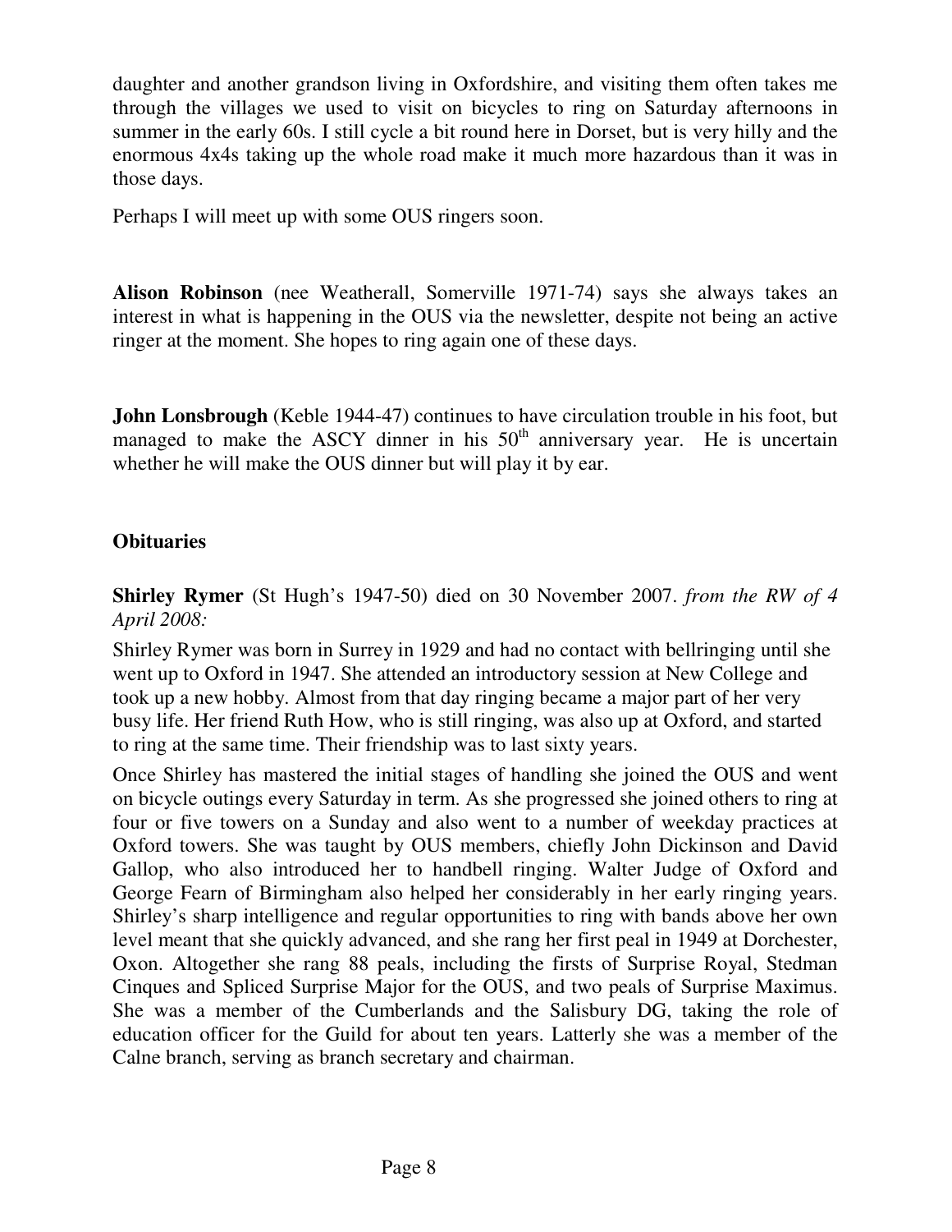daughter and another grandson living in Oxfordshire, and visiting them often takes me through the villages we used to visit on bicycles to ring on Saturday afternoons in summer in the early 60s. I still cycle a bit round here in Dorset, but is very hilly and the enormous 4x4s taking up the whole road make it much more hazardous than it was in those days.

Perhaps I will meet up with some OUS ringers soon.

**Alison Robinson** (nee Weatherall, Somerville 1971-74) says she always takes an interest in what is happening in the OUS via the newsletter, despite not being an active ringer at the moment. She hopes to ring again one of these days.

**John Lonsbrough** (Keble 1944-47) continues to have circulation trouble in his foot, but managed to make the ASCY dinner in his 50th anniversary year. He is uncertain whether he will make the OUS dinner but will play it by ear.

## Obituaries

**Shirley Rymer** (St Hugh's 1947-50) died on 30 November 2007. *from the RW of 4 April 2008:*

Shirley Rymer was born in Surrey in 1929 and had no contact with bellringing until she went up to Oxford in 1947. She attended an introductory session at New College and took up a new hobby. Almost from that day ringing became a major part of her very busy life. Her friend Ruth How, who is still ringing, was also up at Oxford, and started to ring at the same time. Their friendship was to last sixty years.

Once Shirley has mastered the initial stages of handling she joined the OUS and went on bicycle outings every Saturday in term. As she progressed she joined others to ring at four or five towers on a Sunday and also went to a number of weekday practices at Oxford towers. She was taught by OUS members, chiefly John Dickinson and David Gallop, who also introduced her to handbell ringing. Walter Judge of Oxford and George Fearn of Birmingham also helped her considerably in her early ringing years. Shirley's sharp intelligence and regular opportunities to ring with bands above her own level meant that she quickly advanced, and she rang her first peal in 1949 at Dorchester, Oxon. Altogether she rang 88 peals, including the firsts of Surprise Royal, Stedman Cinques and Spliced Surprise Major for the OUS, and two peals of Surprise Maximus. She was a member of the Cumberlands and the Salisbury DG, taking the role of education officer for the Guild for about ten years. Latterly she was a member of the Calne branch, serving as branch secretary and chairman.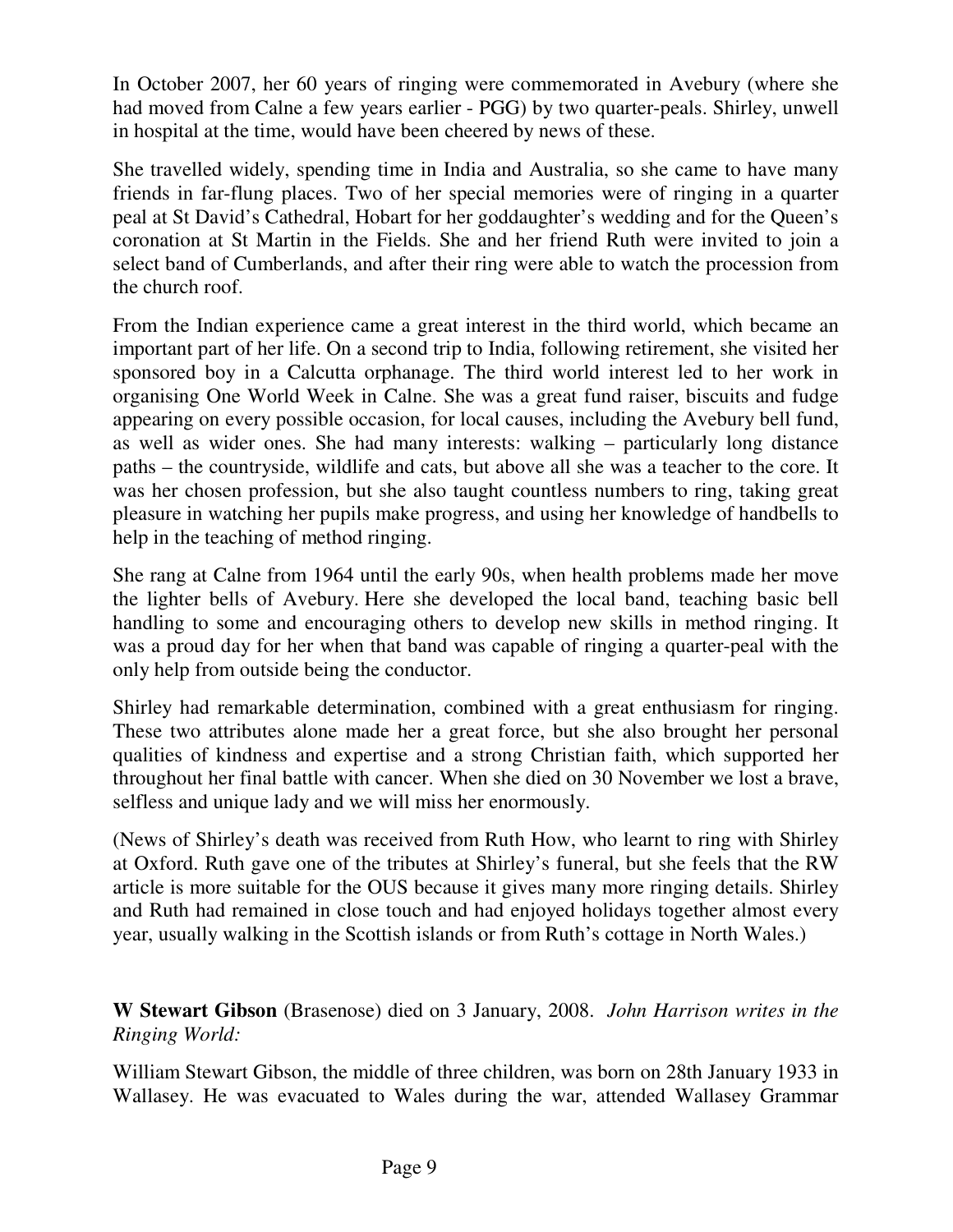In October 2007, her 60 years of ringing were commemorated in Avebury (where she had moved from Calne a few years earlier - PGG) by two quarter-peals. Shirley, unwell in hospital at the time, would have been cheered by news of these.

She travelled widely, spending time in India and Australia, so she came to have many friends in far-flung places. Two of her special memories were of ringing in a quarter peal at St David's Cathedral, Hobart for her goddaughter's wedding and for the Queen's coronation at St Martin in the Fields. She and her friend Ruth were invited to join a select band of Cumberlands, and after their ring were able to watch the procession from the church roof.

From the Indian experience came a great interest in the third world, which became an important part of her life. On a second trip to India, following retirement, she visited her sponsored boy in a Calcutta orphanage. The third world interest led to her work in organising One World Week in Calne. She was a great fund raiser, biscuits and fudge appearing on every possible occasion, for local causes, including the Avebury bell fund, as well as wider ones. She had many interests: walking – particularly long distance paths – the countryside, wildlife and cats, but above all she was a teacher to the core. It was her chosen profession, but she also taught countless numbers to ring, taking great pleasure in watching her pupils make progress, and using her knowledge of handbells to help in the teaching of method ringing.

She rang at Calne from 1964 until the early 90s, when health problems made her move the lighter bells of Avebury. Here she developed the local band, teaching basic bell handling to some and encouraging others to develop new skills in method ringing. It was a proud day for her when that band was capable of ringing a quarter-peal with the only help from outside being the conductor.

Shirley had remarkable determination, combined with a great enthusiasm for ringing. These two attributes alone made her a great force, but she also brought her personal qualities of kindness and expertise and a strong Christian faith, which supported her throughout her final battle with cancer. When she died on 30 November we lost a brave, selfless and unique lady and we will miss her enormously.

(News of Shirley's death was received from Ruth How, who learnt to ring with Shirley at Oxford. Ruth gave one of the tributes at Shirley's funeral, but she feels that the RW article is more suitable for the OUS because it gives many more ringing details. Shirley and Ruth had remained in close touch and had enjoyed holidays together almost every year, usually walking in the Scottish islands or from Ruth's cottage in North Wales.)

**W Stewart Gibson** (Brasenose) died on 3 January, 2008. *John Harrison writes in the Ringing World:*

William Stewart Gibson, the middle of three children, was born on 28th January 1933 in Wallasey. He was evacuated to Wales during the war, attended Wallasey Grammar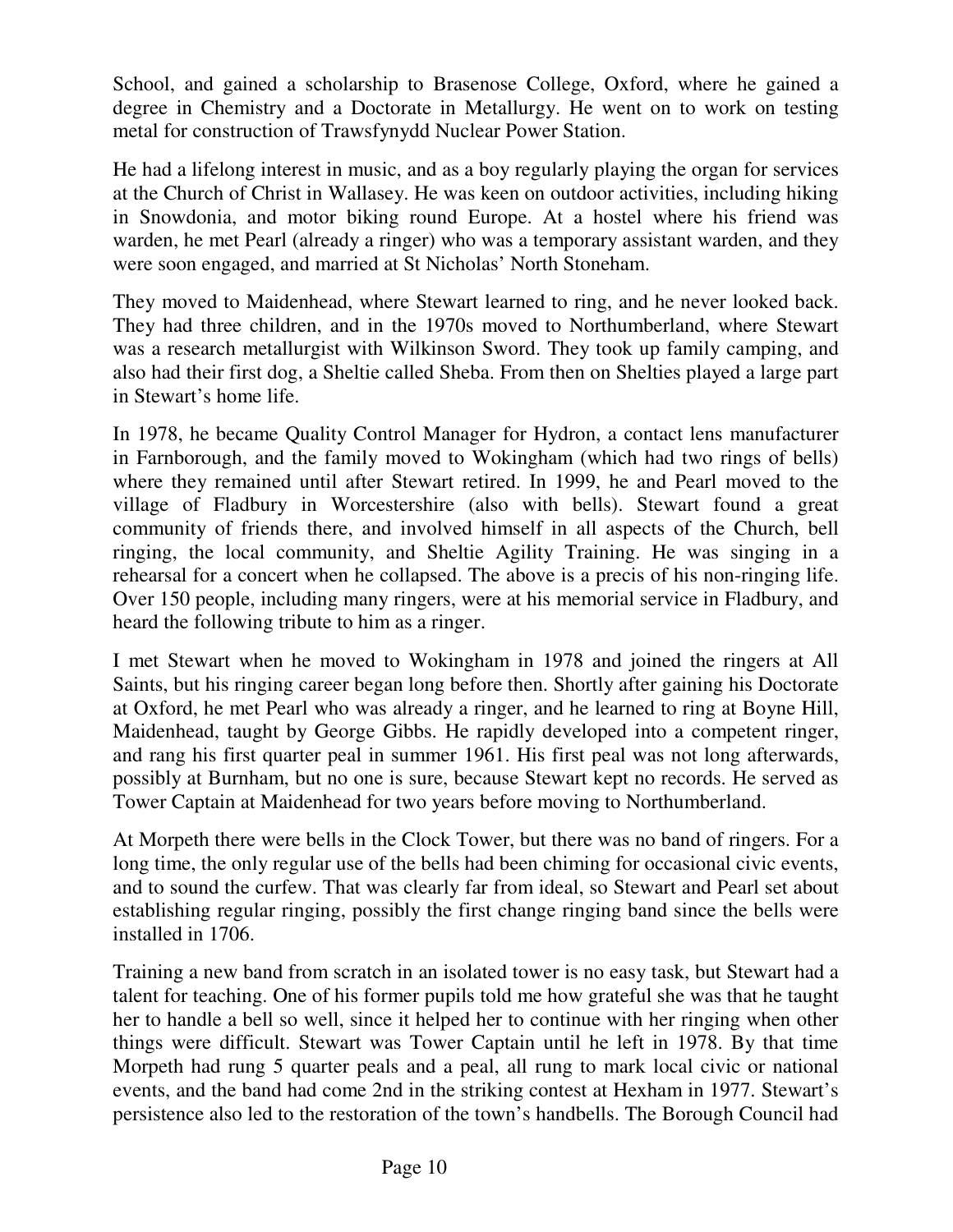School, and gained a scholarship to Brasenose College, Oxford, where he gained a degree in Chemistry and a Doctorate in Metallurgy. He went on to work on testing metal for construction of Trawsfynydd Nuclear Power Station.

He had a lifelong interest in music, and as a boy regularly playing the organ for services at the Church of Christ in Wallasey. He was keen on outdoor activities, including hiking in Snowdonia, and motor biking round Europe. At a hostel where his friend was warden, he met Pearl (already a ringer) who was a temporary assistant warden, and they were soon engaged, and married at St Nicholas' North Stoneham.

They moved to Maidenhead, where Stewart learned to ring, and he never looked back. They had three children, and in the 1970s moved to Northumberland, where Stewart was a research metallurgist with Wilkinson Sword. They took up family camping, and also had their first dog, a Sheltie called Sheba. From then on Shelties played a large part in Stewart's home life.

In 1978, he became Quality Control Manager for Hydron, a contact lens manufacturer in Farnborough, and the family moved to Wokingham (which had two rings of bells) where they remained until after Stewart retired. In 1999, he and Pearl moved to the village of Fladbury in Worcestershire (also with bells). Stewart found a great community of friends there, and involved himself in all aspects of the Church, bell ringing, the local community, and Sheltie Agility Training. He was singing in a rehearsal for a concert when he collapsed. The above is a precis of his non-ringing life. Over 150 people, including many ringers, were at his memorial service in Fladbury, and heard the following tribute to him as a ringer.

I met Stewart when he moved to Wokingham in 1978 and joined the ringers at All Saints, but his ringing career began long before then. Shortly after gaining his Doctorate at Oxford, he met Pearl who was already a ringer, and he learned to ring at Boyne Hill, Maidenhead, taught by George Gibbs. He rapidly developed into a competent ringer, and rang his first quarter peal in summer 1961. His first peal was not long afterwards, possibly at Burnham, but no one is sure, because Stewart kept no records. He served as Tower Captain at Maidenhead for two years before moving to Northumberland.

At Morpeth there were bells in the Clock Tower, but there was no band of ringers. For a long time, the only regular use of the bells had been chiming for occasional civic events, and to sound the curfew. That was clearly far from ideal, so Stewart and Pearl set about establishing regular ringing, possibly the first change ringing band since the bells were installed in 1706.

Training a new band from scratch in an isolated tower is no easy task, but Stewart had a talent for teaching. One of his former pupils told me how grateful she was that he taught her to handle a bell so well, since it helped her to continue with her ringing when other things were difficult. Stewart was Tower Captain until he left in 1978. By that time Morpeth had rung 5 quarter peals and a peal, all rung to mark local civic or national events, and the band had come 2nd in the striking contest at Hexham in 1977. Stewart's persistence also led to the restoration of the town's handbells. The Borough Council had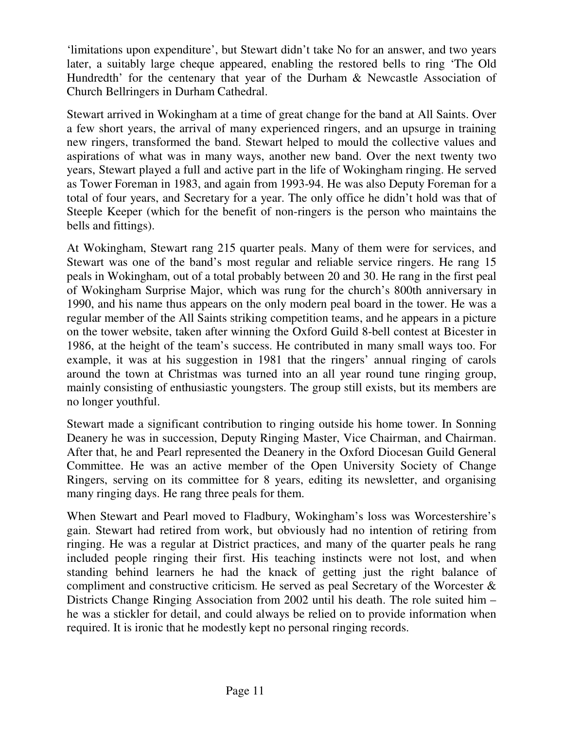'limitations upon expenditure', but Stewart didn't take No for an answer, and two years later, a suitably large cheque appeared, enabling the restored bells to ring 'The Old Hundredth' for the centenary that year of the Durham & Newcastle Association of Church Bellringers in Durham Cathedral.

Stewart arrived in Wokingham at a time of great change for the band at All Saints. Over a few short years, the arrival of many experienced ringers, and an upsurge in training new ringers, transformed the band. Stewart helped to mould the collective values and aspirations of what was in many ways, another new band. Over the next twenty two years, Stewart played a full and active part in the life of Wokingham ringing. He served as Tower Foreman in 1983, and again from 1993-94. He was also Deputy Foreman for a total of four years, and Secretary for a year. The only office he didn't hold was that of Steeple Keeper (which for the benefit of non-ringers is the person who maintains the bells and fittings).

At Wokingham, Stewart rang 215 quarter peals. Many of them were for services, and Stewart was one of the band's most regular and reliable service ringers. He rang 15 peals in Wokingham, out of a total probably between 20 and 30. He rang in the first peal of Wokingham Surprise Major, which was rung for the church's 800th anniversary in 1990, and his name thus appears on the only modern peal board in the tower. He was a regular member of the All Saints striking competition teams, and he appears in a picture on the tower website, taken after winning the Oxford Guild 8-bell contest at Bicester in 1986, at the height of the team's success. He contributed in many small ways too. For example, it was at his suggestion in 1981 that the ringers' annual ringing of carols around the town at Christmas was turned into an all year round tune ringing group, mainly consisting of enthusiastic youngsters. The group still exists, but its members are no longer youthful.

Stewart made a significant contribution to ringing outside his home tower. In Sonning Deanery he was in succession, Deputy Ringing Master, Vice Chairman, and Chairman. After that, he and Pearl represented the Deanery in the Oxford Diocesan Guild General Committee. He was an active member of the Open University Society of Change Ringers, serving on its committee for 8 years, editing its newsletter, and organising many ringing days. He rang three peals for them.

When Stewart and Pearl moved to Fladbury, Wokingham's loss was Worcestershire's gain. Stewart had retired from work, but obviously had no intention of retiring from ringing. He was a regular at District practices, and many of the quarter peals he rang included people ringing their first. His teaching instincts were not lost, and when standing behind learners he had the knack of getting just the right balance of compliment and constructive criticism. He served as peal Secretary of the Worcester & Districts Change Ringing Association from 2002 until his death. The role suited him – he was a stickler for detail, and could always be relied on to provide information when required. It is ironic that he modestly kept no personal ringing records.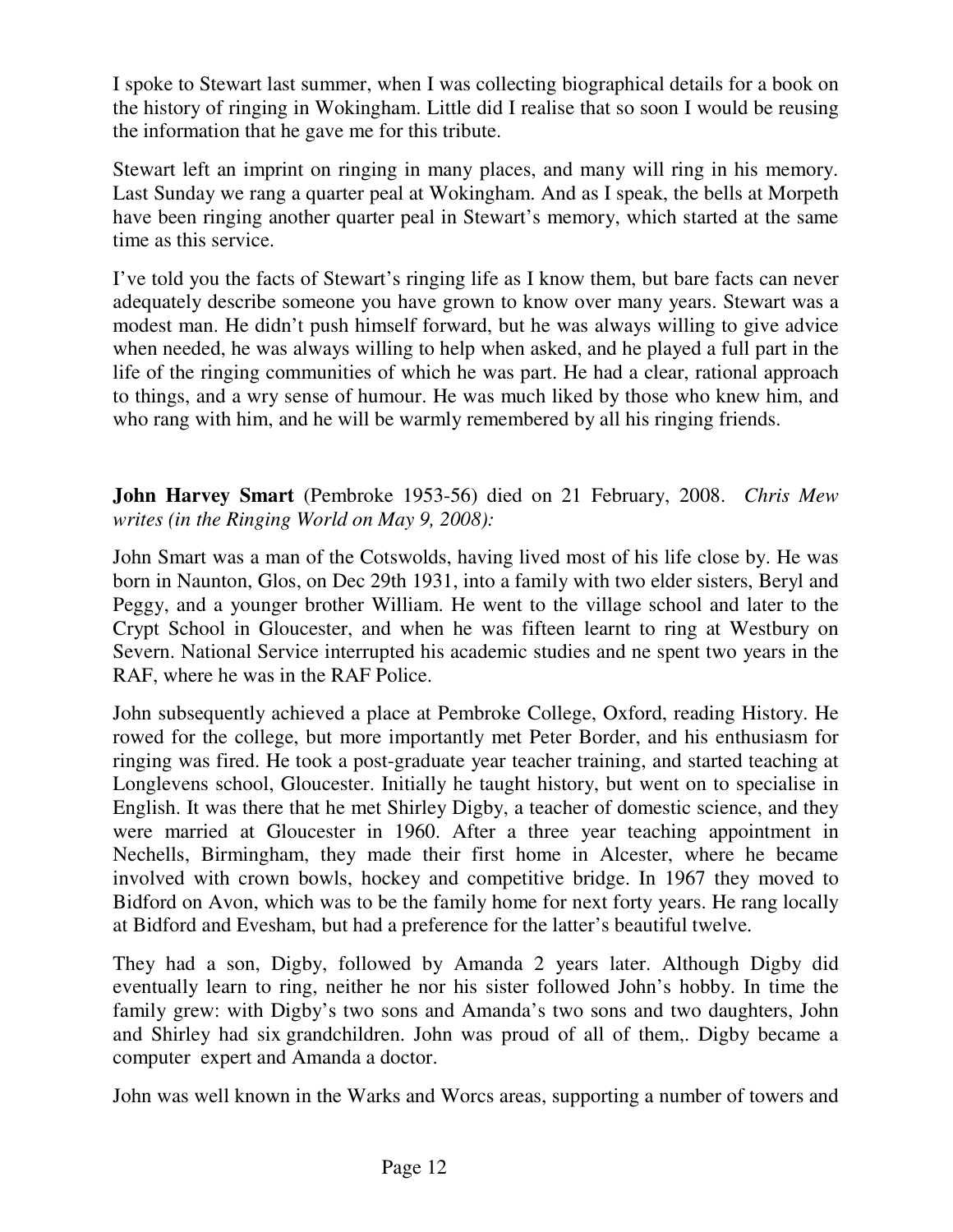I spoke to Stewart last summer, when I was collecting biographical details for a book on the history of ringing in Wokingham. Little did I realise that so soon I would be reusing the information that he gave me for this tribute.

Stewart left an imprint on ringing in many places, and many will ring in his memory. Last Sunday we rang a quarter peal at Wokingham. And as I speak, the bells at Morpeth have been ringing another quarter peal in Stewart's memory, which started at the same time as this service.

I've told you the facts of Stewart's ringing life as I know them, but bare facts can never adequately describe someone you have grown to know over many years. Stewart was a modest man. He didn't push himself forward, but he was always willing to give advice when needed, he was always willing to help when asked, and he played a full part in the life of the ringing communities of which he was part. He had a clear, rational approach to things, and a wry sense of humour. He was much liked by those who knew him, and who rang with him, and he will be warmly remembered by all his ringing friends.

**John Harvey Smart** (Pembroke 1953-56) died on 21 February, 2008. *Chris Mew writes (in the Ringing World on May 9, 2008):*

John Smart was a man of the Cotswolds, having lived most of his life close by. He was born in Naunton, Glos, on Dec 29th 1931, into a family with two elder sisters, Beryl and Peggy, and a younger brother William. He went to the village school and later to the Crypt School in Gloucester, and when he was fifteen learnt to ring at Westbury on Severn. National Service interrupted his academic studies and ne spent two years in the RAF, where he was in the RAF Police.

John subsequently achieved a place at Pembroke College, Oxford, reading History. He rowed for the college, but more importantly met Peter Border, and his enthusiasm for ringing was fired. He took a post-graduate year teacher training, and started teaching at Longlevens school, Gloucester. Initially he taught history, but went on to specialise in English. It was there that he met Shirley Digby, a teacher of domestic science, and they were married at Gloucester in 1960. After a three year teaching appointment in Nechells, Birmingham, they made their first home in Alcester, where he became involved with crown bowls, hockey and competitive bridge. In 1967 they moved to Bidford on Avon, which was to be the family home for next forty years. He rang locally at Bidford and Evesham, but had a preference for the latter's beautiful twelve.

They had a son, Digby, followed by Amanda 2 years later. Although Digby did eventually learn to ring, neither he nor his sister followed John's hobby. In time the family grew: with Digby's two sons and Amanda's two sons and two daughters, John and Shirley had six grandchildren. John was proud of all of them,. Digby became a computer expert and Amanda a doctor.

John was well known in the Warks and Worcs areas, supporting a number of towers and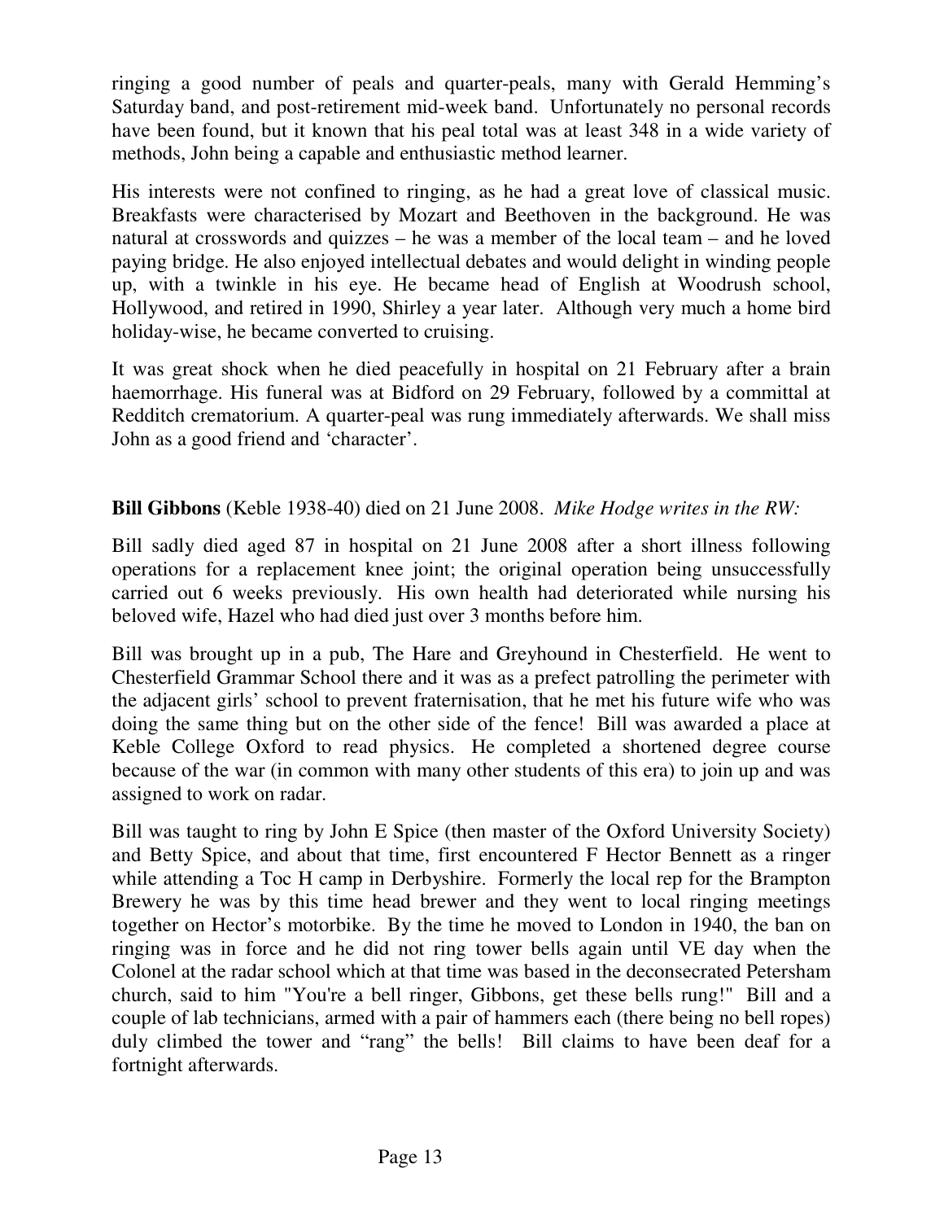ringing a good number of peals and quarter-peals, many with Gerald Hemming's Saturday band, and post-retirement mid-week band. Unfortunately no personal records have been found, but it known that his peal total was at least 348 in a wide variety of methods, John being a capable and enthusiastic method learner.

His interests were not confined to ringing, as he had a great love of classical music. Breakfasts were characterised by Mozart and Beethoven in the background. He was natural at crosswords and quizzes – he was a member of the local team – and he loved paying bridge. He also enjoyed intellectual debates and would delight in winding people up, with a twinkle in his eye. He became head of English at Woodrush school, Hollywood, and retired in 1990, Shirley a year later. Although very much a home bird holiday-wise, he became converted to cruising.

It was great shock when he died peacefully in hospital on 21 February after a brain haemorrhage. His funeral was at Bidford on 29 February, followed by a committal at Redditch crematorium. A quarter-peal was rung immediately afterwards. We shall miss John as a good friend and 'character'.

**Bill Gibbons** (Keble 1938-40) died on 21 June 2008. *Mike Hodge writes in the RW:*

Bill sadly died aged 87 in hospital on 21 June 2008 after a short illness following operations for a replacement knee joint; the original operation being unsuccessfully carried out 6 weeks previously. His own health had deteriorated while nursing his beloved wife, Hazel who had died just over 3 months before him.

Bill was brought up in a pub, The Hare and Greyhound in Chesterfield. He went to Chesterfield Grammar School there and it was as a prefect patrolling the perimeter with the adjacent girls' school to prevent fraternisation, that he met his future wife who was doing the same thing but on the other side of the fence! Bill was awarded a place at Keble College Oxford to read physics. He completed a shortened degree course because of the war (in common with many other students of this era) to join up and was assigned to work on radar.

Bill was taught to ring by John E Spice (then master of the Oxford University Society) and Betty Spice, and about that time, first encountered F Hector Bennett as a ringer while attending a Toc H camp in Derbyshire. Formerly the local rep for the Brampton Brewery he was by this time head brewer and they went to local ringing meetings together on Hector's motorbike. By the time he moved to London in 1940, the ban on ringing was in force and he did not ring tower bells again until VE day when the Colonel at the radar school which at that time was based in the deconsecrated Petersham church, said to him "You're a bell ringer, Gibbons, get these bells rung!" Bill and a couple of lab technicians, armed with a pair of hammers each (there being no bell ropes) duly climbed the tower and "rang" the bells! Bill claims to have been deaf for a fortnight afterwards.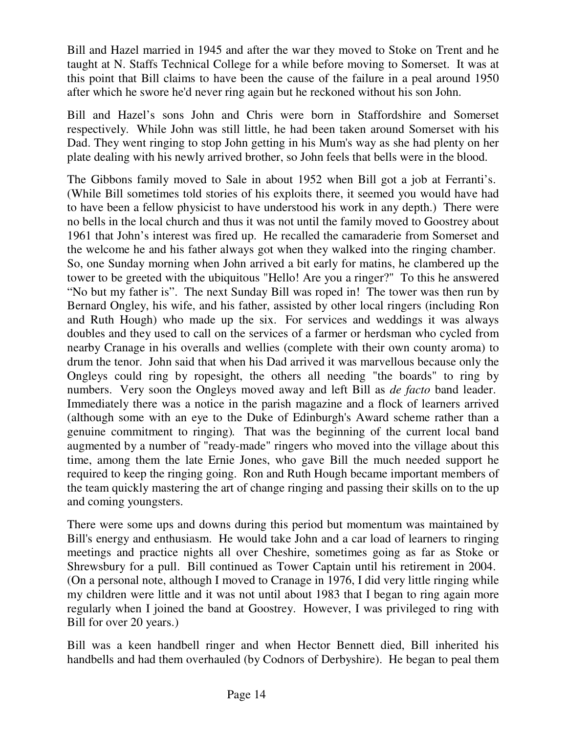Bill and Hazel married in 1945 and after the war they moved to Stoke on Trent and he taught at N. Staffs Technical College for a while before moving to Somerset. It was at this point that Bill claims to have been the cause of the failure in a peal around 1950 after which he swore he'd never ring again but he reckoned without his son John.

Bill and Hazel's sons John and Chris were born in Staffordshire and Somerset respectively. While John was still little, he had been taken around Somerset with his Dad. They went ringing to stop John getting in his Mum's way as she had plenty on her plate dealing with his newly arrived brother, so John feels that bells were in the blood.

The Gibbons family moved to Sale in about 1952 when Bill got a job at Ferranti's. (While Bill sometimes told stories of his exploits there, it seemed you would have had to have been a fellow physicist to have understood his work in any depth.) There were no bells in the local church and thus it was not until the family moved to Goostrey about 1961 that John's interest was fired up. He recalled the camaraderie from Somerset and the welcome he and his father always got when they walked into the ringing chamber. So, one Sunday morning when John arrived a bit early for matins, he clambered up the tower to be greeted with the ubiquitous "Hello! Are you a ringer?" To this he answered "No but my father is". The next Sunday Bill was roped in! The tower was then run by Bernard Ongley, his wife, and his father, assisted by other local ringers (including Ron and Ruth Hough) who made up the six. For services and weddings it was always doubles and they used to call on the services of a farmer or herdsman who cycled from nearby Cranage in his overalls and wellies (complete with their own county aroma) to drum the tenor. John said that when his Dad arrived it was marvellous because only the Ongleys could ring by ropesight, the others all needing "the boards" to ring by numbers. Very soon the Ongleys moved away and left Bill as *de facto* band leader. Immediately there was a notice in the parish magazine and a flock of learners arrived (although some with an eye to the Duke of Edinburgh's Award scheme rather than a genuine commitment to ringing). That was the beginning of the current local band augmented by a number of "ready-made" ringers who moved into the village about this time, among them the late Ernie Jones, who gave Bill the much needed support he required to keep the ringing going. Ron and Ruth Hough became important members of the team quickly mastering the art of change ringing and passing their skills on to the up and coming youngsters.

There were some ups and downs during this period but momentum was maintained by Bill's energy and enthusiasm. He would take John and a car load of learners to ringing meetings and practice nights all over Cheshire, sometimes going as far as Stoke or Shrewsbury for a pull. Bill continued as Tower Captain until his retirement in 2004. (On a personal note, although I moved to Cranage in 1976, I did very little ringing while my children were little and it was not until about 1983 that I began to ring again more regularly when I joined the band at Goostrey. However, I was privileged to ring with Bill for over 20 years.)

Bill was a keen handbell ringer and when Hector Bennett died, Bill inherited his handbells and had them overhauled (by Codnors of Derbyshire). He began to peal them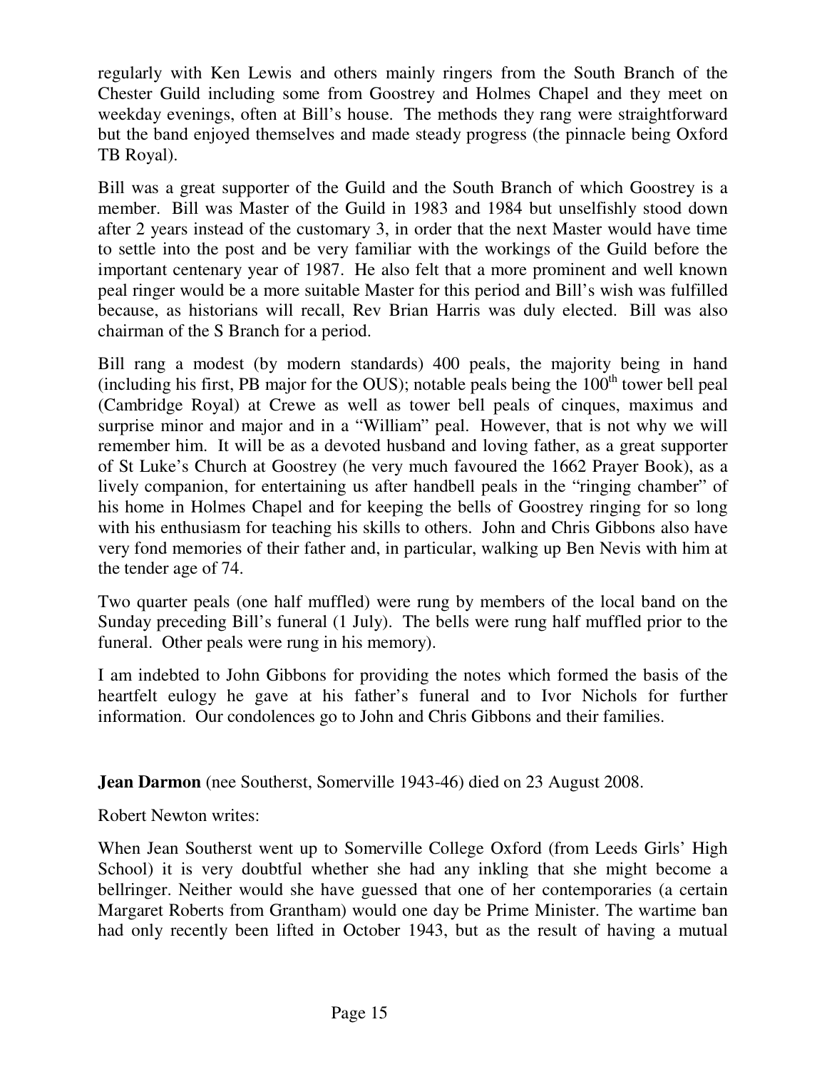regularly with Ken Lewis and others mainly ringers from the South Branch of the Chester Guild including some from Goostrey and Holmes Chapel and they meet on weekday evenings, often at Bill's house. The methods they rang were straightforward but the band enjoyed themselves and made steady progress (the pinnacle being Oxford TB Royal).

Bill was a great supporter of the Guild and the South Branch of which Goostrey is a member. Bill was Master of the Guild in 1983 and 1984 but unselfishly stood down after 2 years instead of the customary 3, in order that the next Master would have time to settle into the post and be very familiar with the workings of the Guild before the important centenary year of 1987. He also felt that a more prominent and well known peal ringer would be a more suitable Master for this period and Bill's wish was fulfilled because, as historians will recall, Rev Brian Harris was duly elected. Bill was also chairman of the S Branch for a period.

Bill rang a modest (by modern standards) 400 peals, the majority being in hand (including his first, PB major for the OUS); notable peals being the 100th tower bell peal (Cambridge Royal) at Crewe as well as tower bell peals of cinques, maximus and surprise minor and major and in a "William" peal. However, that is not why we will remember him. It will be as a devoted husband and loving father, as a great supporter of St Luke's Church at Goostrey (he very much favoured the 1662 Prayer Book), as a lively companion, for entertaining us after handbell peals in the "ringing chamber" of his home in Holmes Chapel and for keeping the bells of Goostrey ringing for so long with his enthusiasm for teaching his skills to others. John and Chris Gibbons also have very fond memories of their father and, in particular, walking up Ben Nevis with him at the tender age of 74.

Two quarter peals (one half muffled) were rung by members of the local band on the Sunday preceding Bill's funeral (1 July). The bells were rung half muffled prior to the funeral. Other peals were rung in his memory).

I am indebted to John Gibbons for providing the notes which formed the basis of the heartfelt eulogy he gave at his father's funeral and to Ivor Nichols for further information. Our condolences go to John and Chris Gibbons and their families.

**Jean Darmon** (nee Southerst, Somerville 1943-46) died on 23 August 2008.

Robert Newton writes:

When Jean Southerst went up to Somerville College Oxford (from Leeds Girls' High School) it is very doubtful whether she had any inkling that she might become a bellringer. Neither would she have guessed that one of her contemporaries (a certain Margaret Roberts from Grantham) would one day be Prime Minister. The wartime ban had only recently been lifted in October 1943, but as the result of having a mutual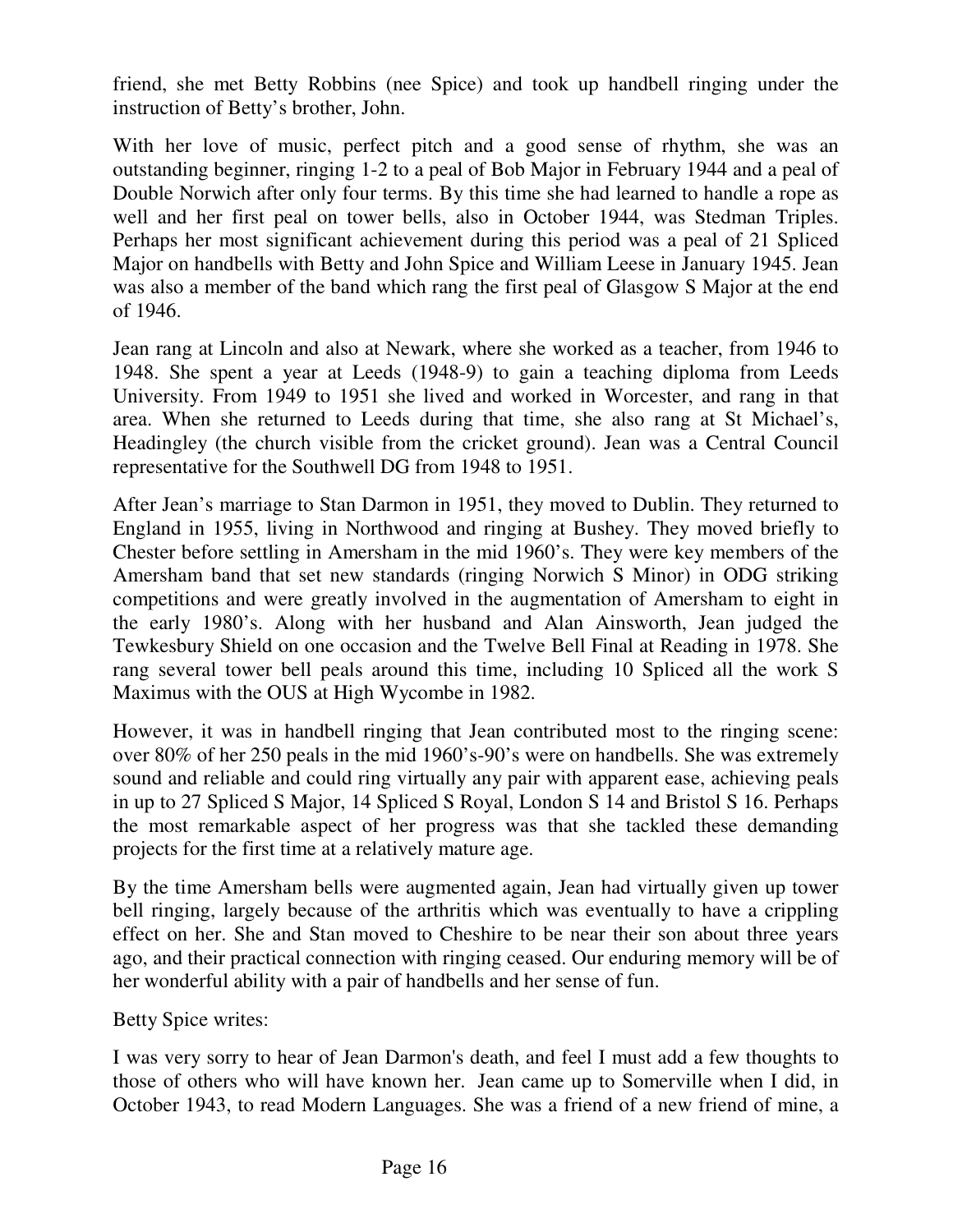friend, she met Betty Robbins (nee Spice) and took up handbell ringing under the instruction of Betty's brother, John.

With her love of music, perfect pitch and a good sense of rhythm, she was an outstanding beginner, ringing 1-2 to a peal of Bob Major in February 1944 and a peal of Double Norwich after only four terms. By this time she had learned to handle a rope as well and her first peal on tower bells, also in October 1944, was Stedman Triples. Perhaps her most significant achievement during this period was a peal of 21 Spliced Major on handbells with Betty and John Spice and William Leese in January 1945. Jean was also a member of the band which rang the first peal of Glasgow S Major at the end of 1946.

Jean rang at Lincoln and also at Newark, where she worked as a teacher, from 1946 to 1948. She spent a year at Leeds (1948-9) to gain a teaching diploma from Leeds University. From 1949 to 1951 she lived and worked in Worcester, and rang in that area. When she returned to Leeds during that time, she also rang at St Michael's, Headingley (the church visible from the cricket ground). Jean was a Central Council representative for the Southwell DG from 1948 to 1951.

After Jean's marriage to Stan Darmon in 1951, they moved to Dublin. They returned to England in 1955, living in Northwood and ringing at Bushey. They moved briefly to Chester before settling in Amersham in the mid 1960's. They were key members of the Amersham band that set new standards (ringing Norwich S Minor) in ODG striking competitions and were greatly involved in the augmentation of Amersham to eight in the early 1980's. Along with her husband and Alan Ainsworth, Jean judged the Tewkesbury Shield on one occasion and the Twelve Bell Final at Reading in 1978. She rang several tower bell peals around this time, including 10 Spliced all the work S Maximus with the OUS at High Wycombe in 1982.

However, it was in handbell ringing that Jean contributed most to the ringing scene: over 80% of her 250 peals in the mid 1960's-90's were on handbells. She was extremely sound and reliable and could ring virtually any pair with apparent ease, achieving peals in up to 27 Spliced S Major, 14 Spliced S Royal, London S 14 and Bristol S 16. Perhaps the most remarkable aspect of her progress was that she tackled these demanding projects for the first time at a relatively mature age.

By the time Amersham bells were augmented again, Jean had virtually given up tower bell ringing, largely because of the arthritis which was eventually to have a crippling effect on her. She and Stan moved to Cheshire to be near their son about three years ago, and their practical connection with ringing ceased. Our enduring memory will be of her wonderful ability with a pair of handbells and her sense of fun.

Betty Spice writes:

I was very sorry to hear of Jean Darmon's death, and feel I must add a few thoughts to those of others who will have known her. Jean came up to Somerville when I did, in October 1943, to read Modern Languages. She was a friend of a new friend of mine, a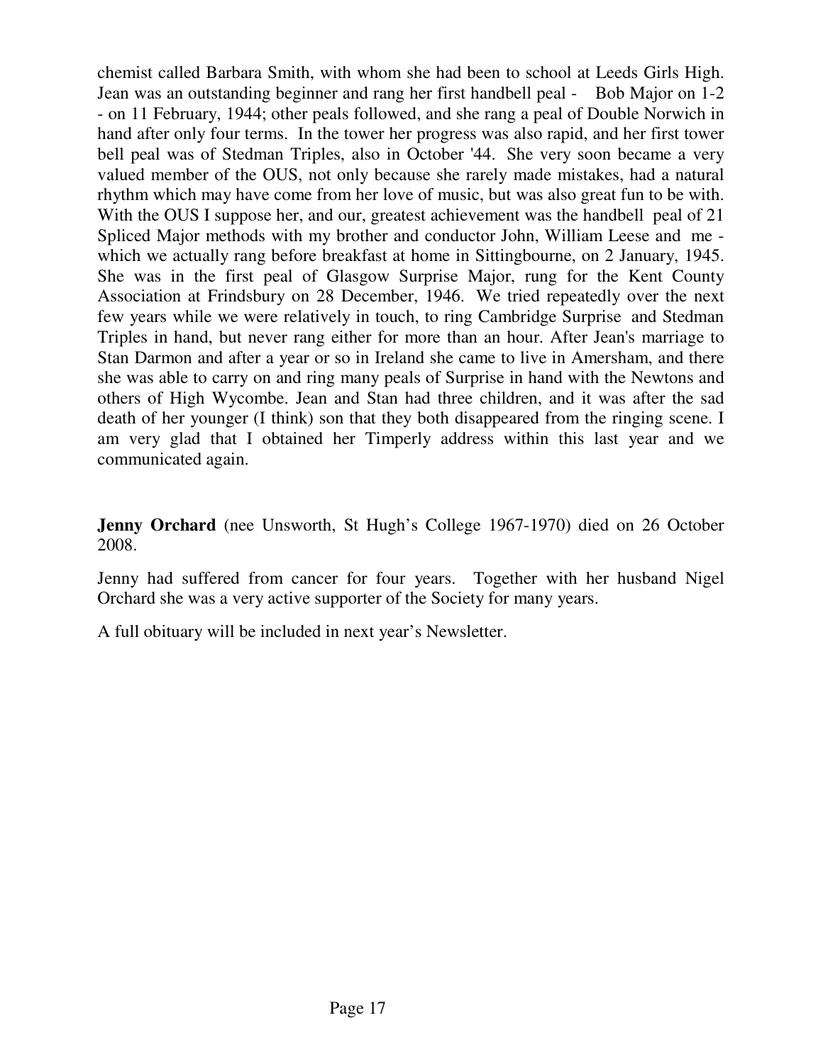chemist called Barbara Smith, with whom she had been to school at Leeds Girls High. Jean was an outstanding beginner and rang her first handbell peal - Bob Major on 1-2 - on 11 February, 1944; other peals followed, and she rang a peal of Double Norwich in hand after only four terms. In the tower her progress was also rapid, and her first tower bell peal was of Stedman Triples, also in October '44. She very soon became a very valued member of the OUS, not only because she rarely made mistakes, had a natural rhythm which may have come from her love of music, but was also great fun to be with. With the OUS I suppose her, and our, greatest achievement was the handbell peal of 21 Spliced Major methods with my brother and conductor John, William Leese and me - which we actually rang before breakfast at home in Sittingbourne, on 2 January, 1945. She was in the first peal of Glasgow Surprise Major, rung for the Kent County Association at Frindsbury on 28 December, 1946. We tried repeatedly over the next few years while we were relatively in touch, to ring Cambridge Surprise and Stedman Triples in hand, but never rang either for more than an hour. After Jean's marriage to Stan Darmon and after a year or so in Ireland she came to live in Amersham, and there she was able to carry on and ring many peals of Surprise in hand with the Newtons and others of High Wycombe. Jean and Stan had three children, and it was after the sad death of her younger (I think) son that they both disappeared from the ringing scene. I am very glad that I obtained her Timperly address within this last year and we communicated again.

**Jenny Orchard** (nee Unsworth, St Hugh's College 1967-1970) died on 26 October 2008.

Jenny had suffered from cancer for four years. Together with her husband Nigel Orchard she was a very active supporter of the Society for many years.

A full obituary will be included in next year's Newsletter.